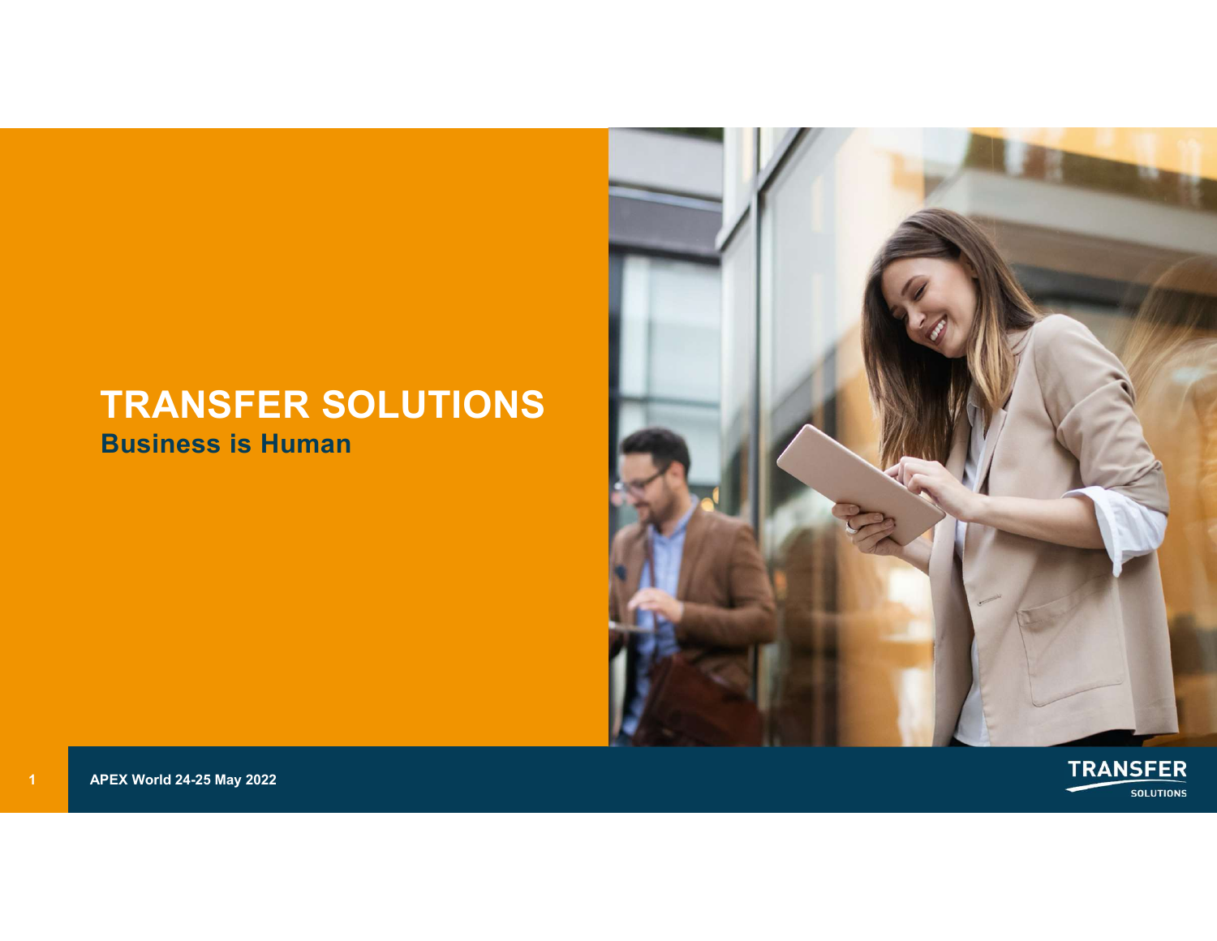# TRANSFER SOLUTIONS

## Business is Human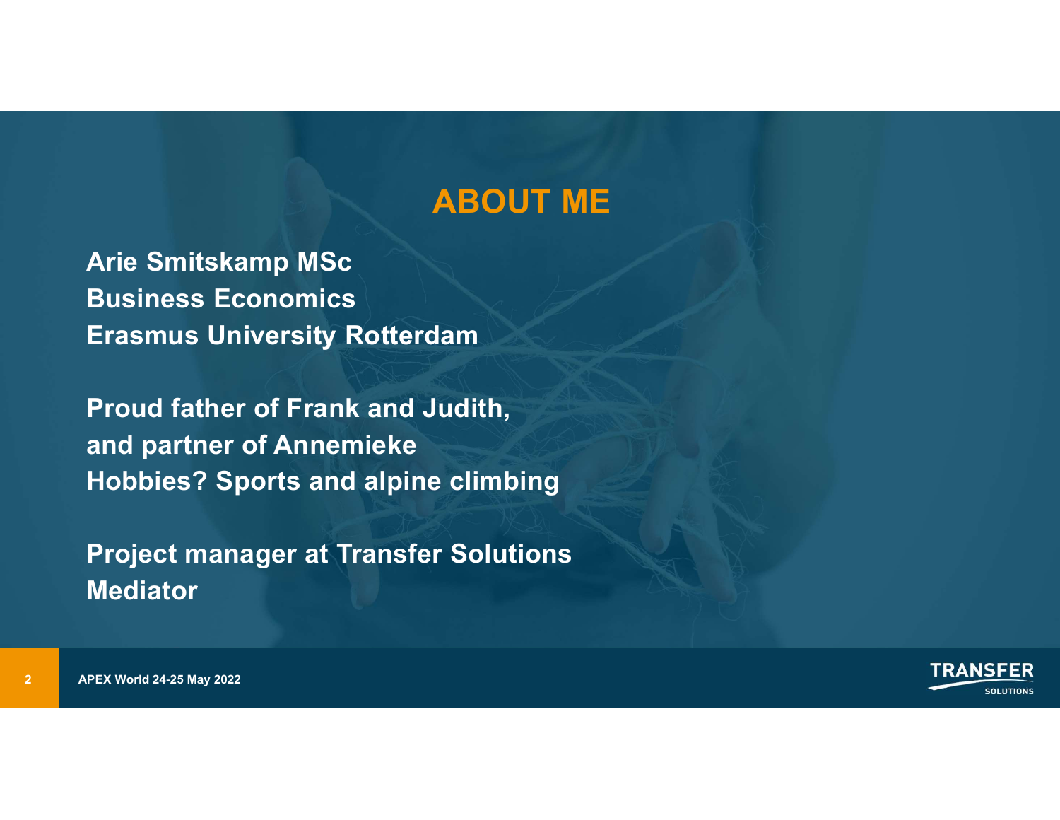# ABOUT ME

**Arie Smitskamp MSc**
**Business Economics**
**Erasmus University Rotterdam**

**Proud father of Frank and Judith,**
**and partner of Annemieke**
**Hobbies? Sports and alpine climbing**

**Project manager at Transfer Solutions**
**Mediator**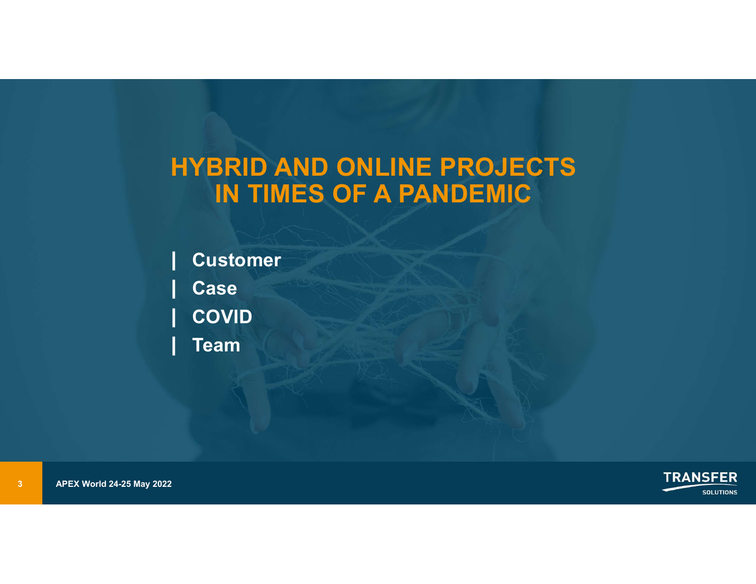# HYBRID AND ONLINE PROJECTS IN TIMES OF A PANDEMIC

- Customer
- Case
- COVID
- Team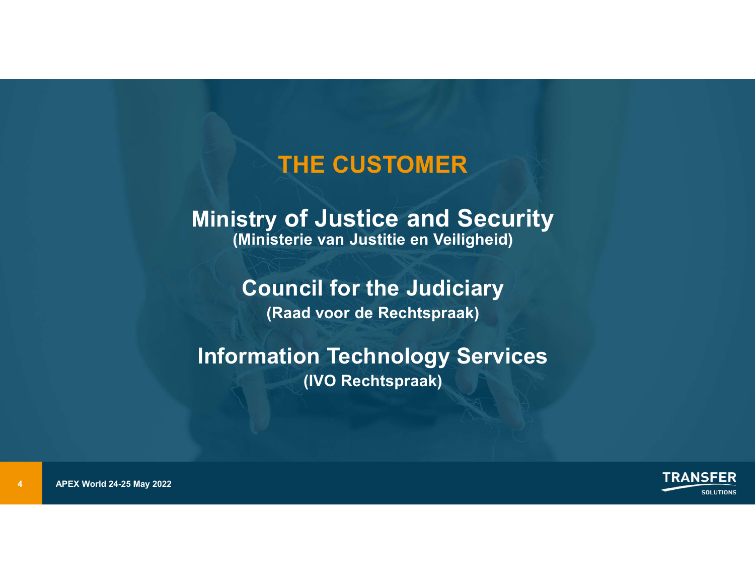# THE CUSTOMER

**Ministry of Justice and Security**
**(Ministerie van Justitie en Veiligheid)**

**Council for the Judiciary**
**(Raad voor de Rechtspraak)**

**Information Technology Services**
**(IVO Rechtspraak)**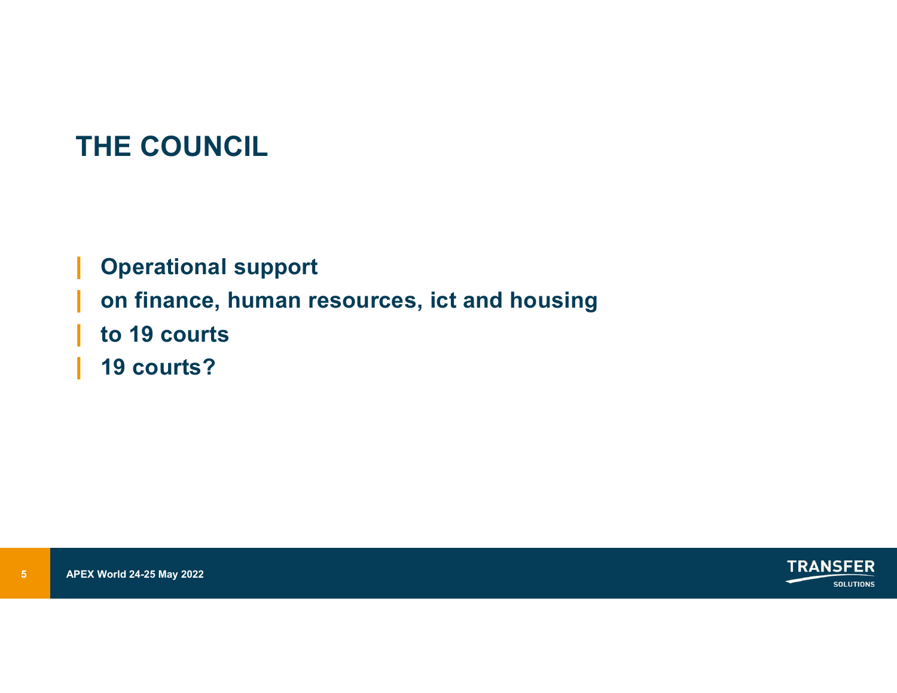# THE COUNCIL

- **Operational support**
- **on finance, human resources, ict and housing**
- **to 19 courts**
- **19 courts?**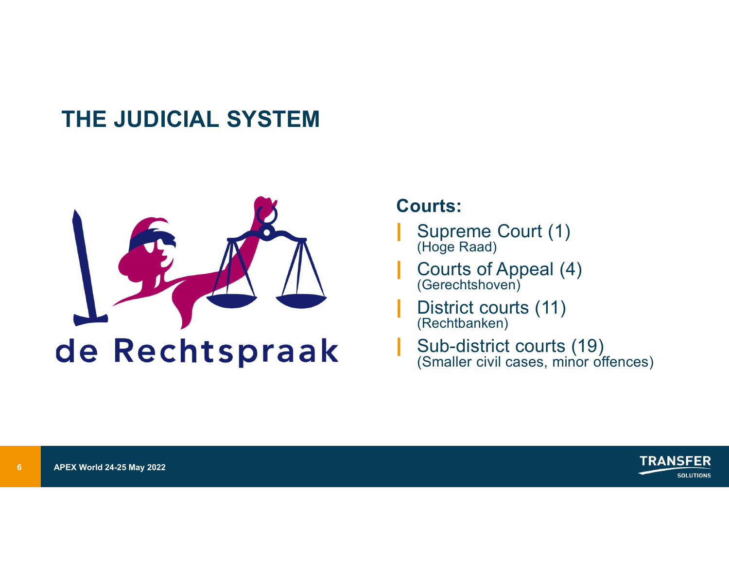# THE JUDICIAL SYSTEM

de Rechtspraak

**Courts:**

- Supreme Court (1)
  (Hoge Raad)
- Courts of Appeal (4)
  (Gerechtshoven)
- District courts (11)
  (Rechtbanken)
- Sub-district courts (19)
  (Smaller civil cases, minor offences)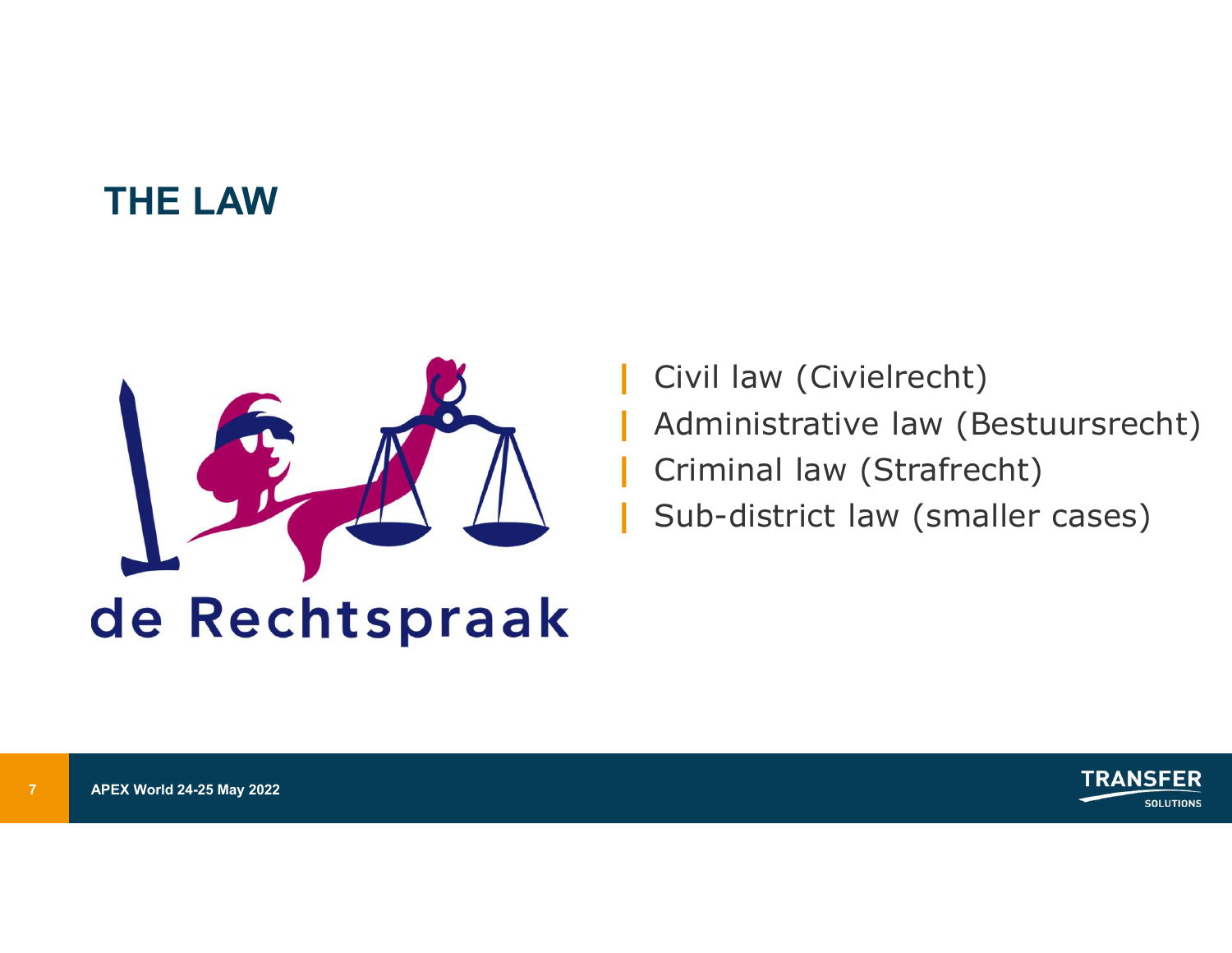## THE LAW

de Rechtspraak

- Civil law (Civielrecht)
- Administrative law (Bestuursrecht)
- Criminal law (Strafrecht)
- Sub-district law (smaller cases)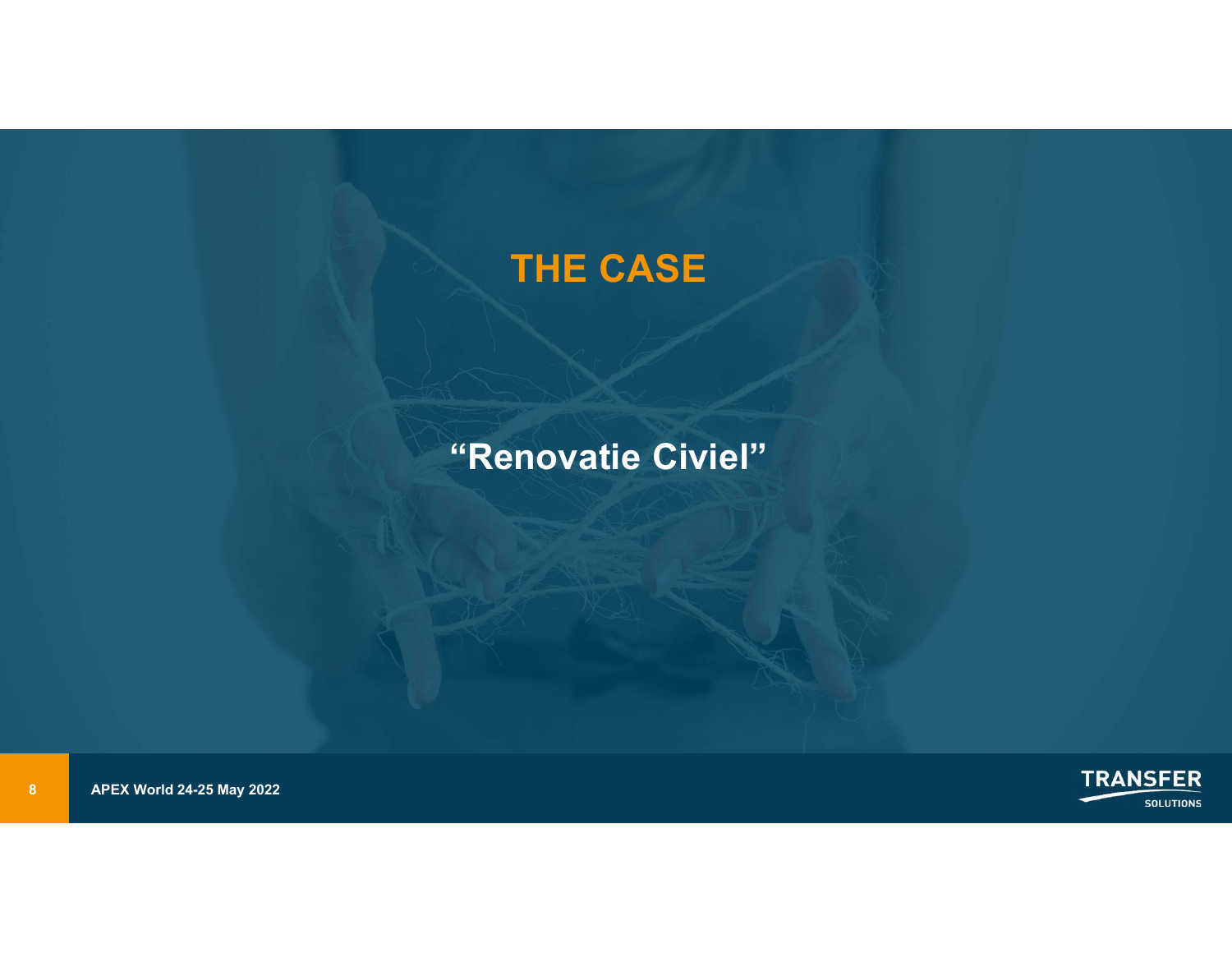# THE CASE

## “Renovatie Civiel”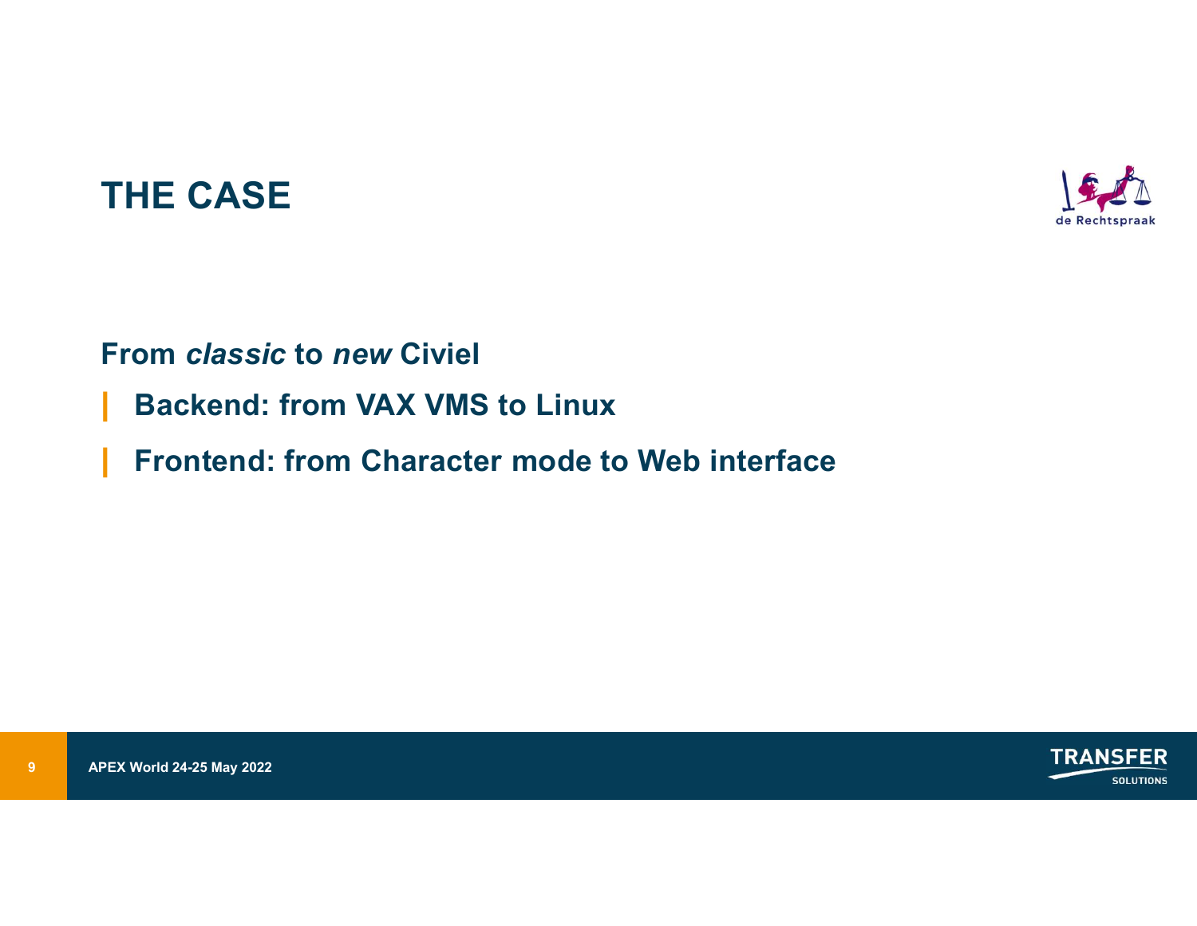# THE CASE

de Rechtspraak

**From *classic* to *new* Civiel**

- **Backend: from VAX VMS to Linux**
- **Frontend: from Character mode to Web interface**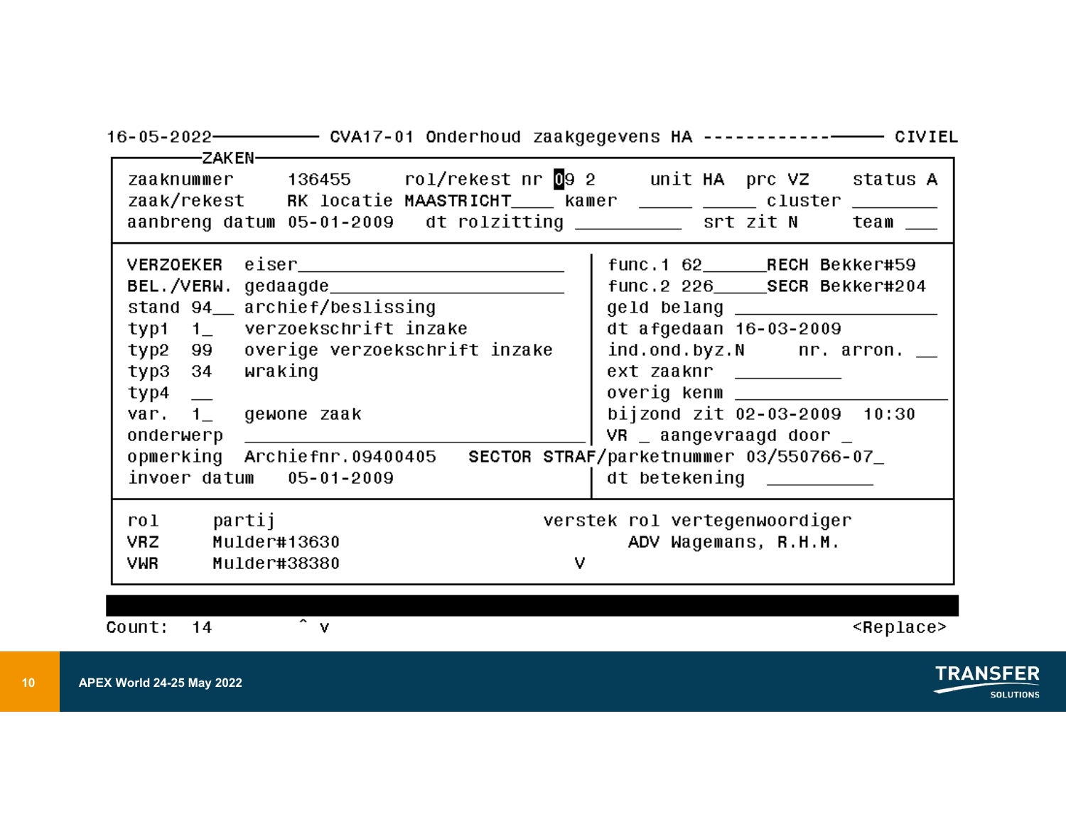```
16-05-2022────────── CVA17-01 Onderhoud zaakgegevens HA ------------────── CIVIEL
──────ZAKEN──────────────────────────────────────────────────────────────────────
 zaaknummer      136455     rol/rekest nr 09 2     unit HA  prc VZ    status A
 zaak/rekest     RK locatie MAASTRICHT____ kamer    _____ _____ cluster ________
 aanbreng datum  05-01-2009   dt rolzitting __________  srt zit N     team ___
──────────────────────────────────────────────────────────────────────────────────
 VERZOEKER  eiser_________________________    func.1 62______RECH Bekker#59
 BEL./VERW. gedaagde______________________    func.2 226_____SECR Bekker#204
 stand 94__ archief/beslissing                geld belang ___________________
 typ1  1_   verzoekschrift inzake              dt afgedaan 16-03-2009
 typ2  99   overige verzoekschrift inzake      ind.ond.byz.N     nr. arron. __
 typ3  34   wraking                            ext zaaknr  __________
 typ4  __                                      overig kenm ____________________
 var.  1_   gewone zaak                        bijzond zit 02-03-2009  10:30
 onderwerp  ______________________________    VR _ aangevraagd door _
 opmerking  Archiefnr.09400405   SECTOR STRAF/parketnummer 03/550766-07_
 invoer datum    05-01-2009                    dt betekening  __________
──────────────────────────────────────────────────────────────────────────────────
 rol      partij                         verstek rol vertegenwoordiger
 VRZ      Mulder#13630                           ADV Wagemans, R.H.M.
 VWR      Mulder#38380                       V
──────────────────────────────────────────────────────────────────────────────────

Count:   14         ^ v                                               <Replace>
```

APEX World 24-25 May 2022

TRANSFER SOLUTIONS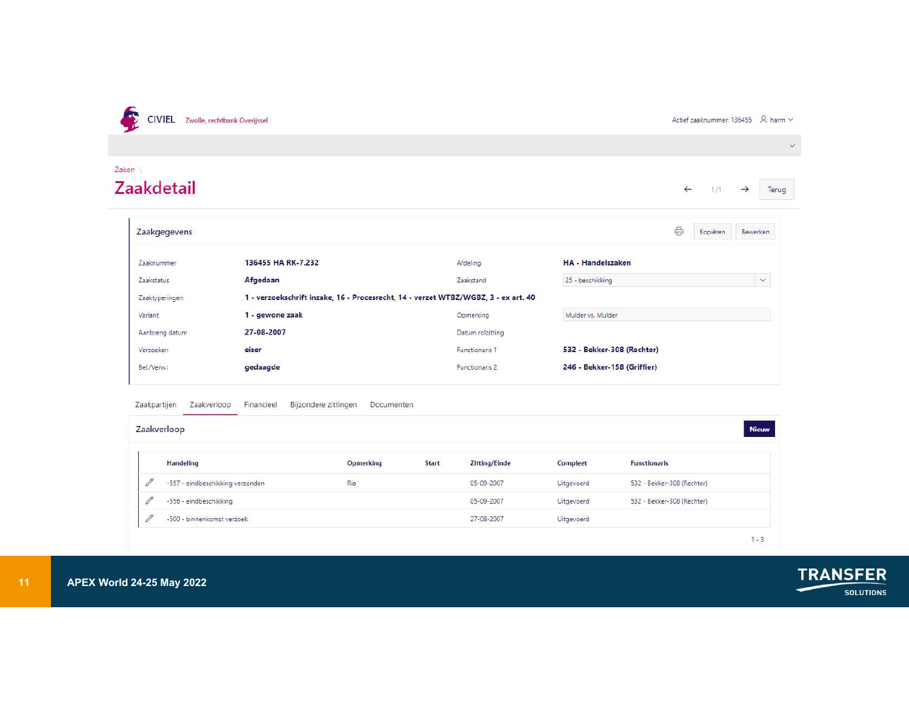CIVIEL Zwolle, rechtbank Overijssel

Actief zaaknummer: 136455 harm

Zaken \

# Zaakdetail

← 1/1 → Terug

## Zaakgegevens

Kopiëren Bewerken

| | | | |
|---|---|---|---|
| Zaaknummer | **136455 HA RK-7.232** | Afdeling | **HA - Handelszaken** |
| Zaakstatus | **Afgedaan** | Zaakstand | 25 - beschikking |
| Zaaktyperingen | **1 - verzoekschrift inzake, 16 - Procesrecht, 14 - verzet WTBZ/WGBZ, 3 - ex art. 40** | | |
| Variant | **1 - gewone zaak** | Opmerking | Mulder vs. Mulder |
| Aanbreng datum | **27-08-2007** | Datum rolzitting | |
| Verzoeker: | **eiser** | Functionaris 1 | **532 - Bekker-308 (Rechter)** |
| Bel./Verw.: | **gedaagde** | Functionaris 2 | **246 - Bekker-158 (Griffier)** |

Zaakpartijen | Zaakverloop | Financieel | Bijzondere zittingen | Documenten

## Zaakverloop

Nieuw

| Handeling | Opmerking | Start | Zitting/Einde | Compleet | Functionaris |
|---|---|---|---|---|---|
| -557 - eindbeschikking verzonden | Ria | | 05-09-2007 | Uitgevoerd | 532 - Bekker-308 (Rechter) |
| -556 - eindbeschikking | | | 05-09-2007 | Uitgevoerd | 532 - Bekker-308 (Rechter) |
| -500 - binnenkomst verzoek | | | 27-08-2007 | Uitgevoerd | |

1 - 3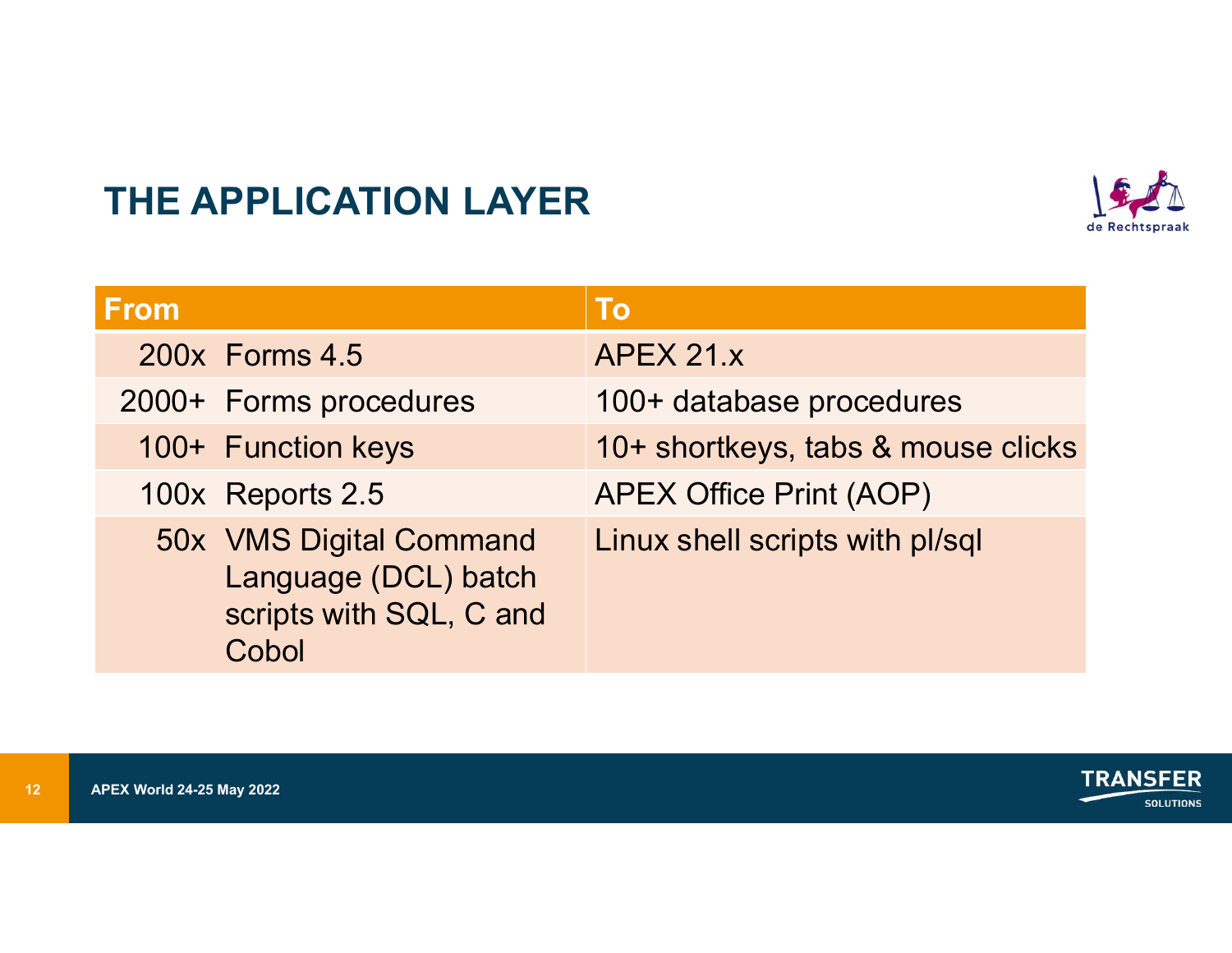# THE APPLICATION LAYER

| From | To |
| --- | --- |
| 200x Forms 4.5 | APEX 21.x |
| 2000+ Forms procedures | 100+ database procedures |
| 100+ Function keys | 10+ shortkeys, tabs & mouse clicks |
| 100x Reports 2.5 | APEX Office Print (AOP) |
| 50x VMS Digital Command Language (DCL) batch scripts with SQL, C and Cobol | Linux shell scripts with pl/sql |

APEX World 24-25 May 2022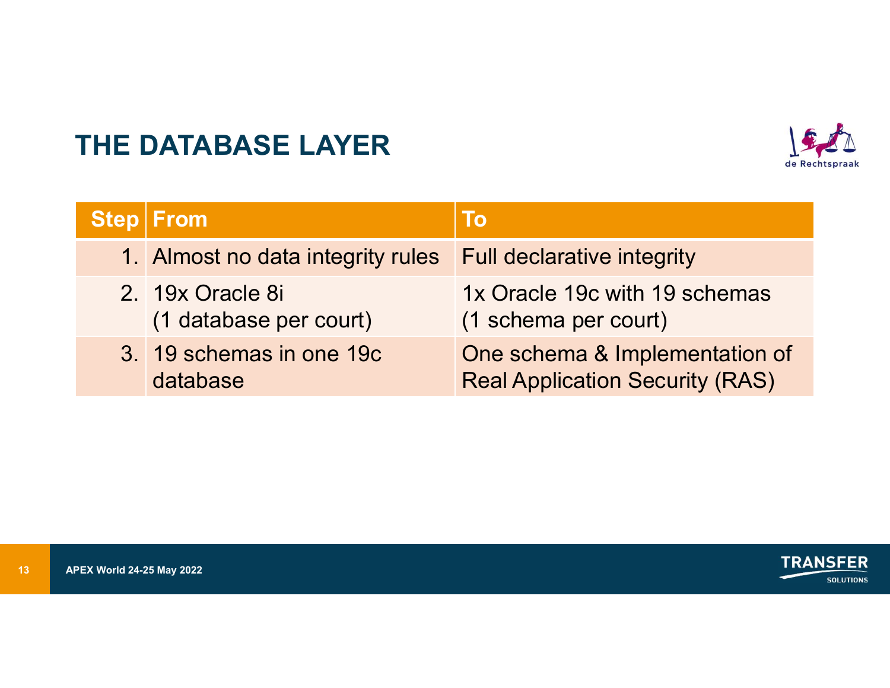# THE DATABASE LAYER

| Step | From | To |
|---|---|---|
| 1. | Almost no data integrity rules | Full declarative integrity |
| 2. | 19x Oracle 8i (1 database per court) | 1x Oracle 19c with 19 schemas (1 schema per court) |
| 3. | 19 schemas in one 19c database | One schema & Implementation of Real Application Security (RAS) |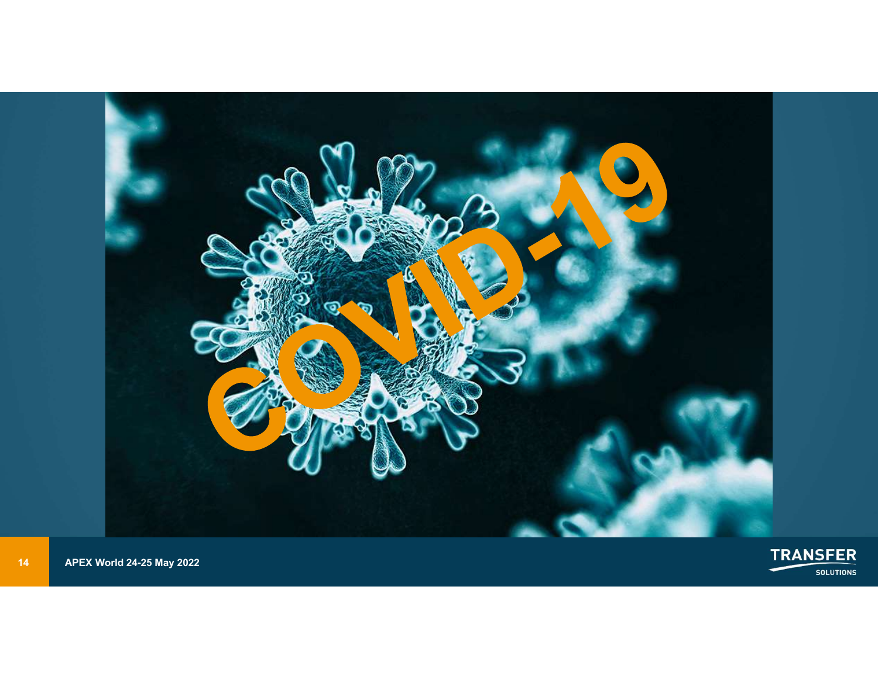COVID-19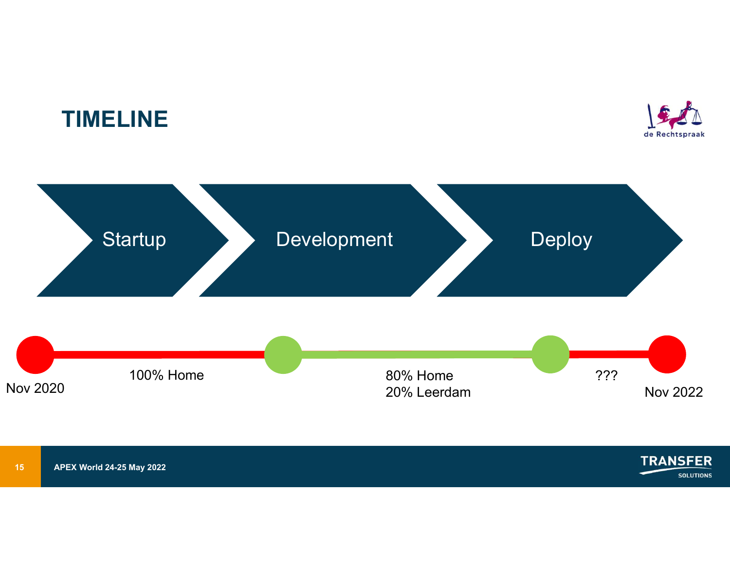# TIMELINE

de Rechtspraak

Startup → Development → Deploy

Nov 2020 — 100% Home — 80% Home / 20% Leerdam — ??? — Nov 2022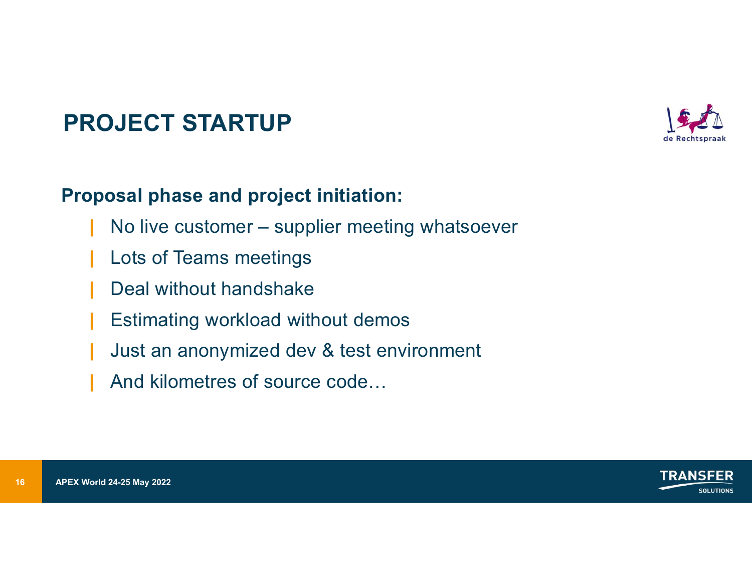# PROJECT STARTUP

**Proposal phase and project initiation:**

- No live customer – supplier meeting whatsoever
- Lots of Teams meetings
- Deal without handshake
- Estimating workload without demos
- Just an anonymized dev & test environment
- And kilometres of source code…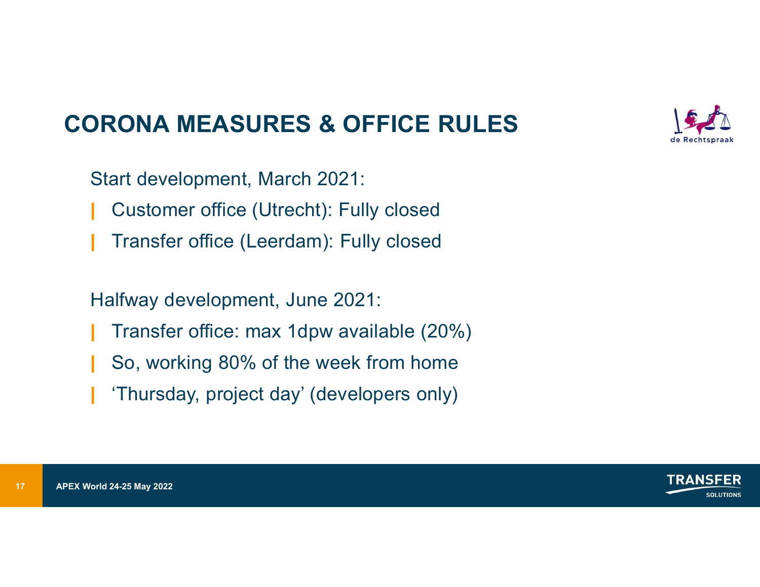# CORONA MEASURES & OFFICE RULES

Start development, March 2021:

- Customer office (Utrecht): Fully closed
- Transfer office (Leerdam): Fully closed

Halfway development, June 2021:

- Transfer office: max 1dpw available (20%)
- So, working 80% of the week from home
- ‘Thursday, project day’ (developers only)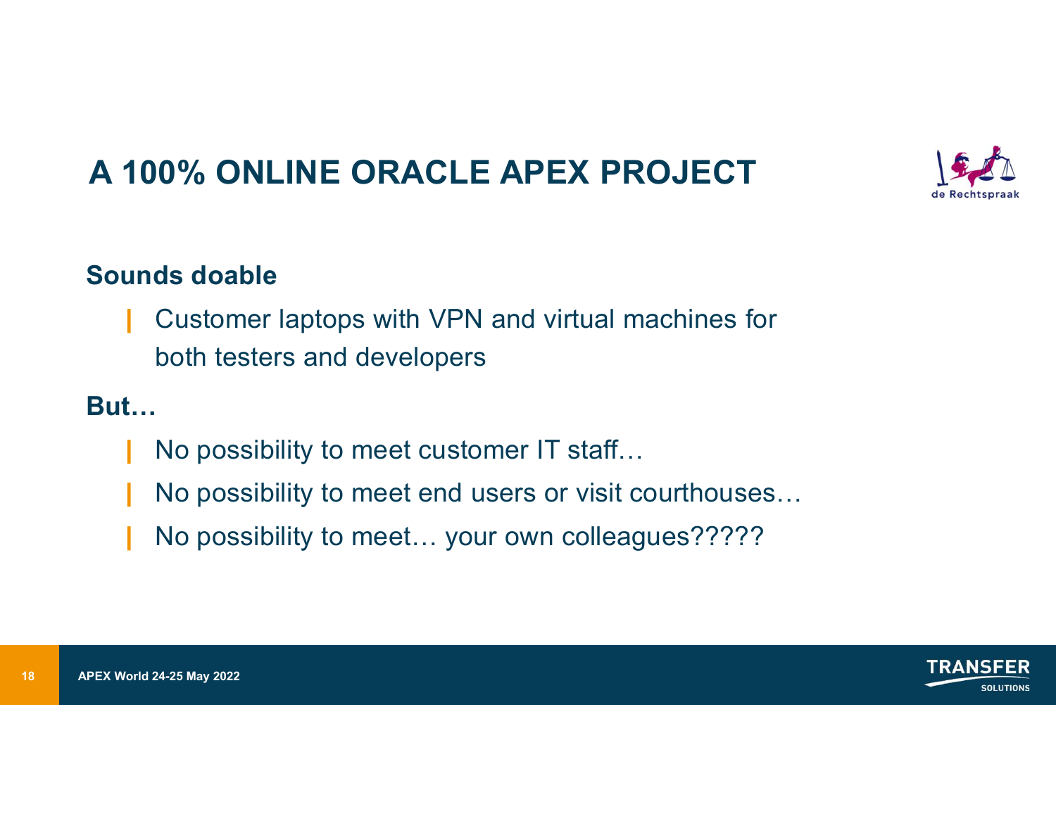# A 100% ONLINE ORACLE APEX PROJECT

**Sounds doable**

- Customer laptops with VPN and virtual machines for both testers and developers

**But…**

- No possibility to meet customer IT staff…
- No possibility to meet end users or visit courthouses…
- No possibility to meet… your own colleagues?????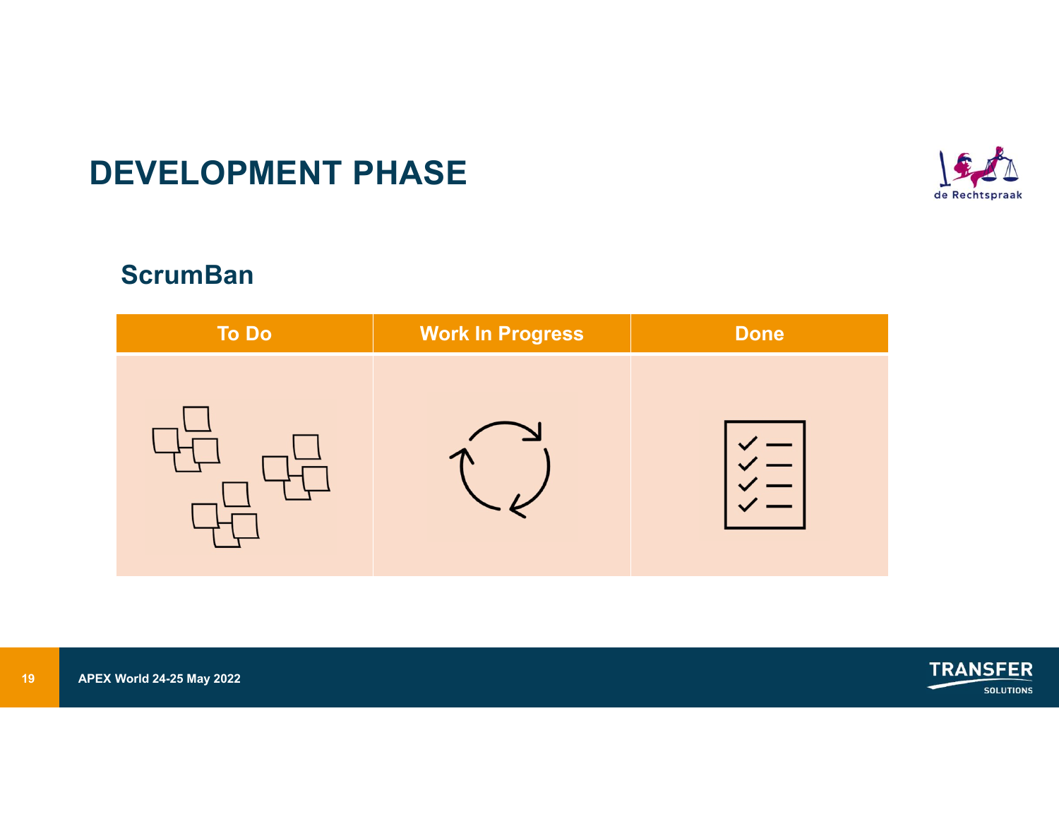# DEVELOPMENT PHASE

## ScrumBan

| To Do | Work In Progress | Done |
|---|---|---|
| | | |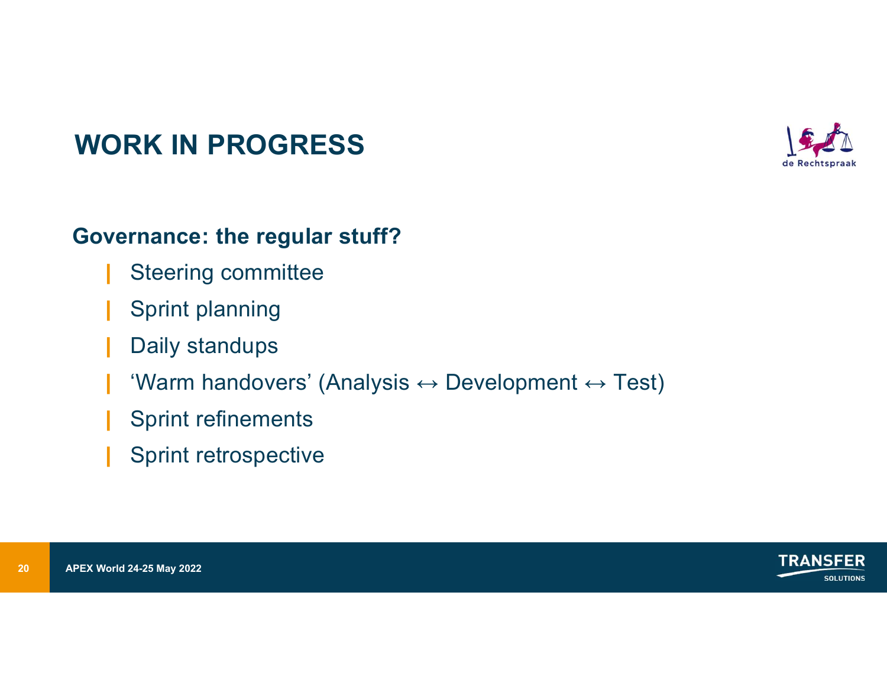# WORK IN PROGRESS

**Governance: the regular stuff?**

- Steering committee
- Sprint planning
- Daily standups
- ‘Warm handovers’ (Analysis ↔ Development ↔ Test)
- Sprint refinements
- Sprint retrospective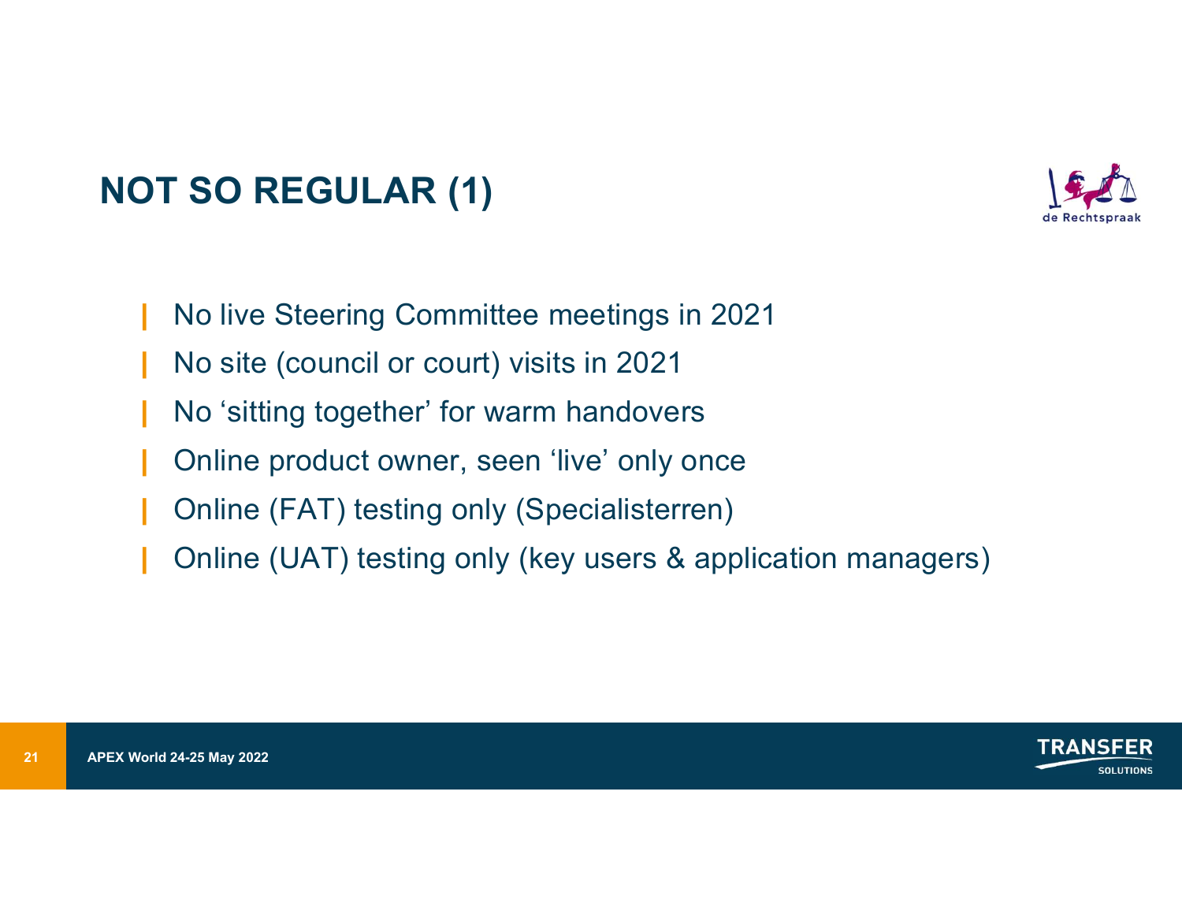# NOT SO REGULAR (1)

- No live Steering Committee meetings in 2021
- No site (council or court) visits in 2021
- No 'sitting together' for warm handovers
- Online product owner, seen 'live' only once
- Online (FAT) testing only (Specialisterren)
- Online (UAT) testing only (key users & application managers)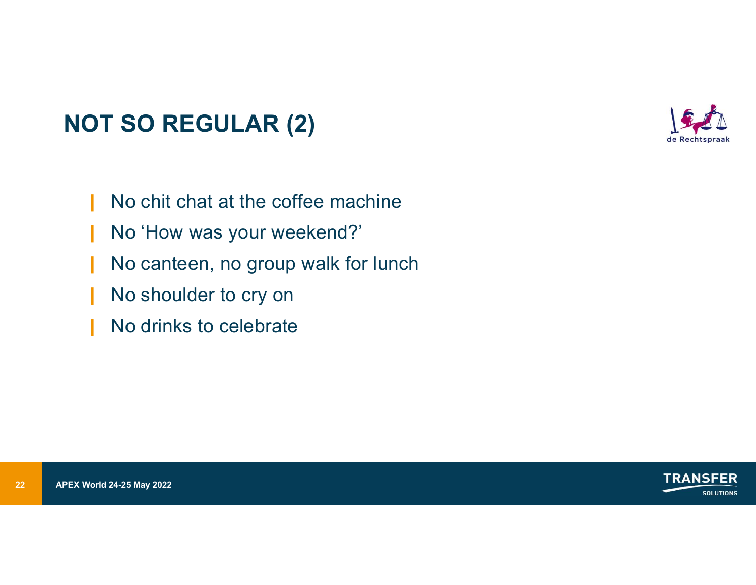# NOT SO REGULAR (2)

- No chit chat at the coffee machine
- No ‘How was your weekend?’
- No canteen, no group walk for lunch
- No shoulder to cry on
- No drinks to celebrate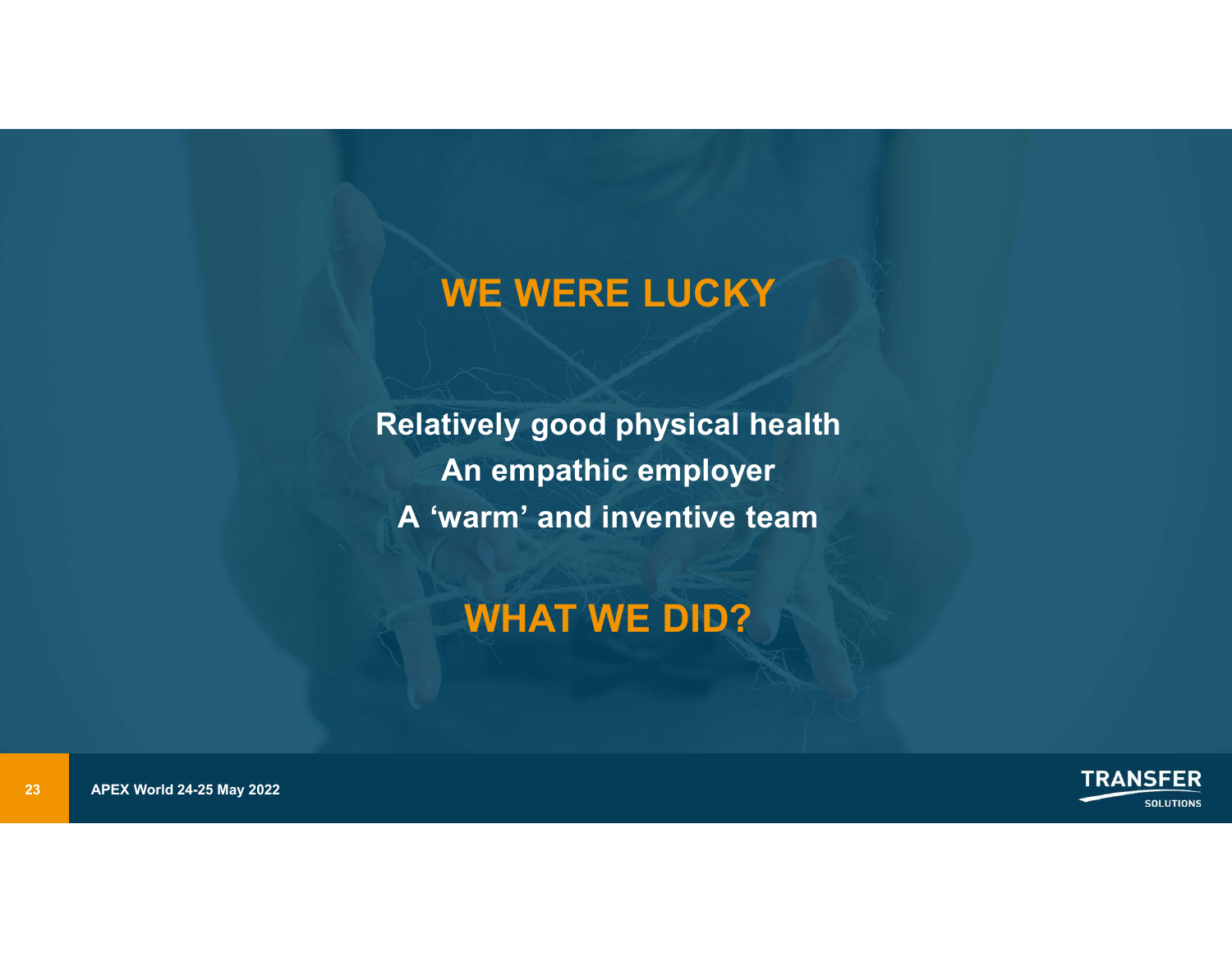# WE WERE LUCKY

**Relatively good physical health**
**An empathic employer**
**A 'warm' and inventive team**

# WHAT WE DID?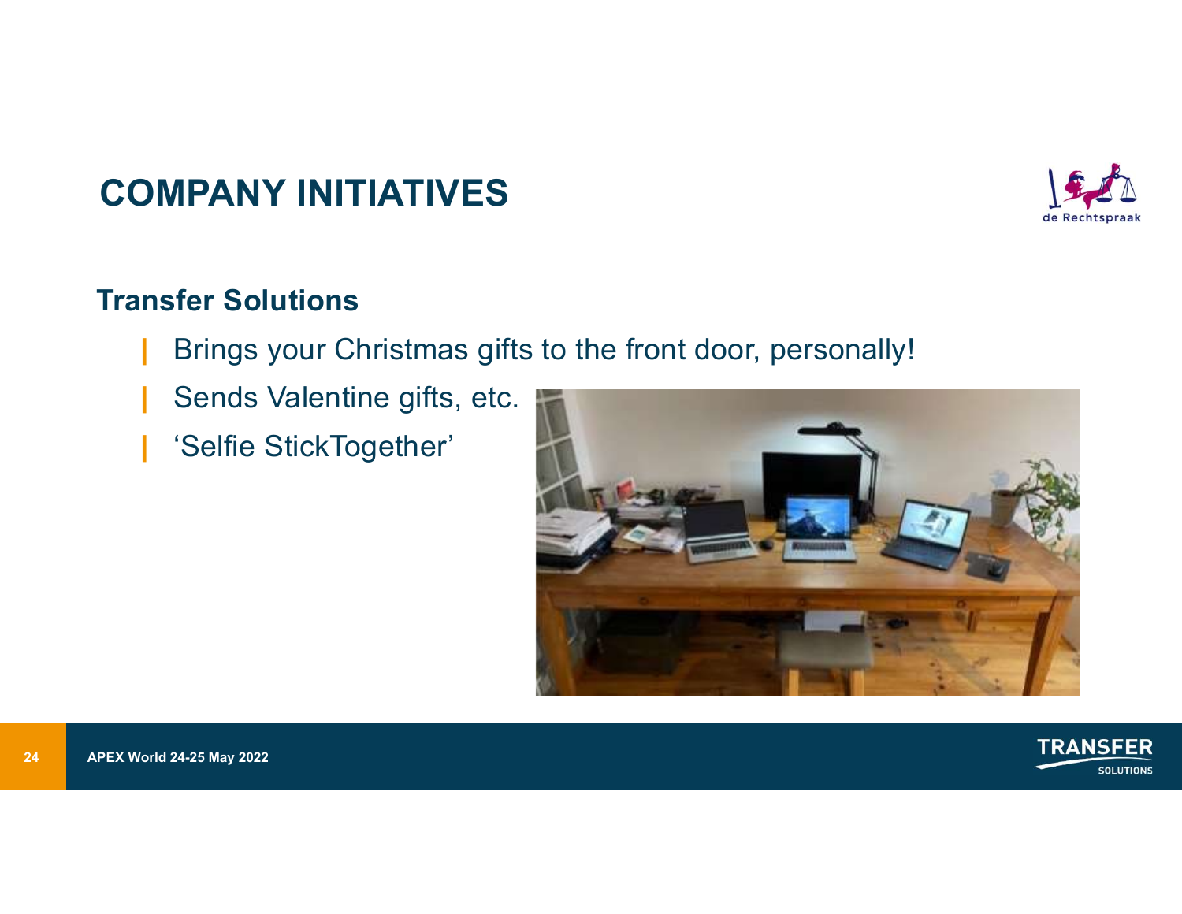# COMPANY INITIATIVES

## Transfer Solutions

- Brings your Christmas gifts to the front door, personally!
- Sends Valentine gifts, etc.
- 'Selfie StickTogether'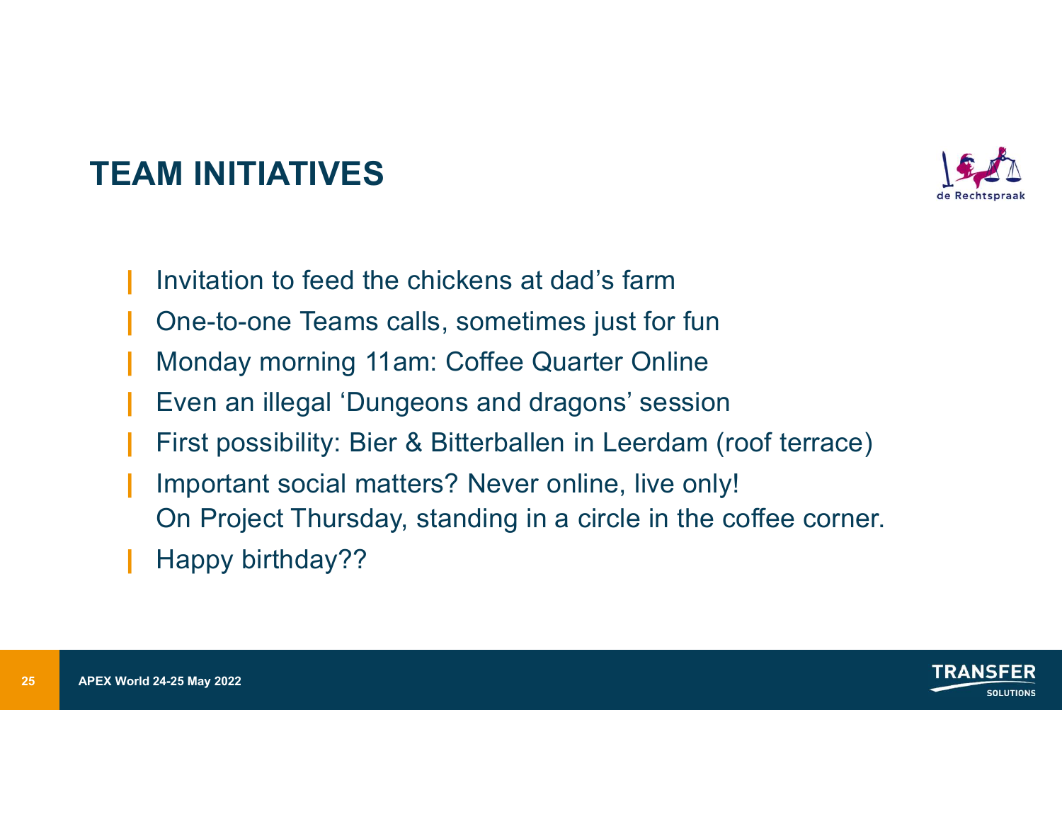# TEAM INITIATIVES

- Invitation to feed the chickens at dad’s farm
- One-to-one Teams calls, sometimes just for fun
- Monday morning 11am: Coffee Quarter Online
- Even an illegal ‘Dungeons and dragons’ session
- First possibility: Bier & Bitterballen in Leerdam (roof terrace)
- Important social matters? Never online, live only!
  On Project Thursday, standing in a circle in the coffee corner.
- Happy birthday??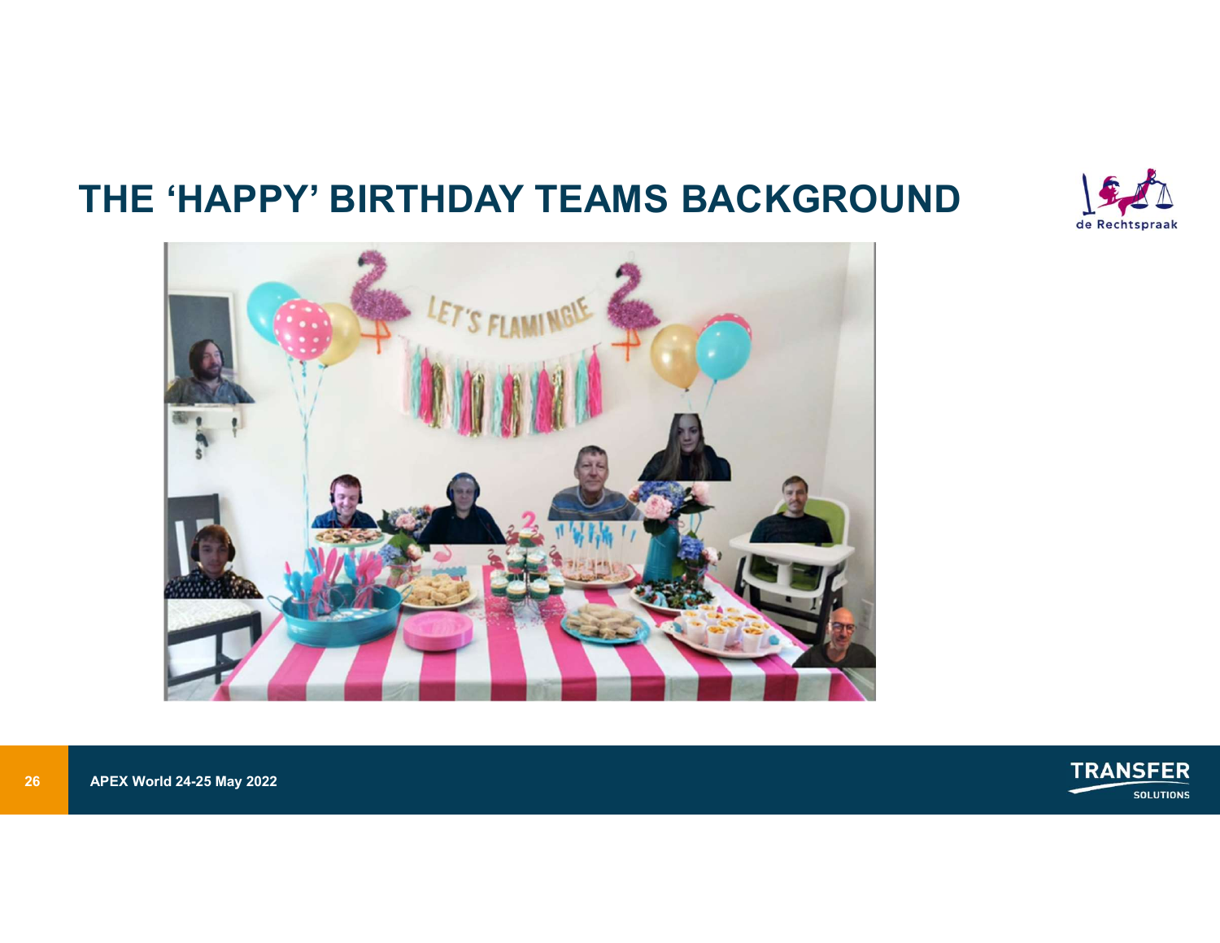# THE 'HAPPY' BIRTHDAY TEAMS BACKGROUND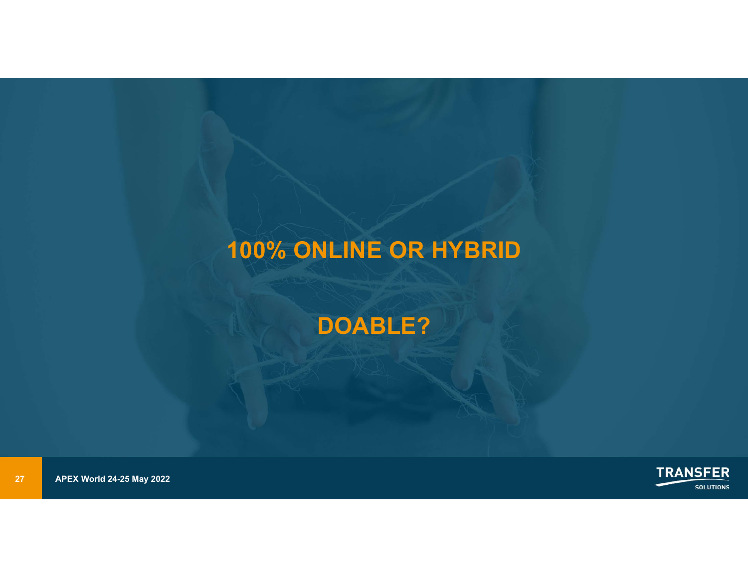# 100% ONLINE OR HYBRID

# DOABLE?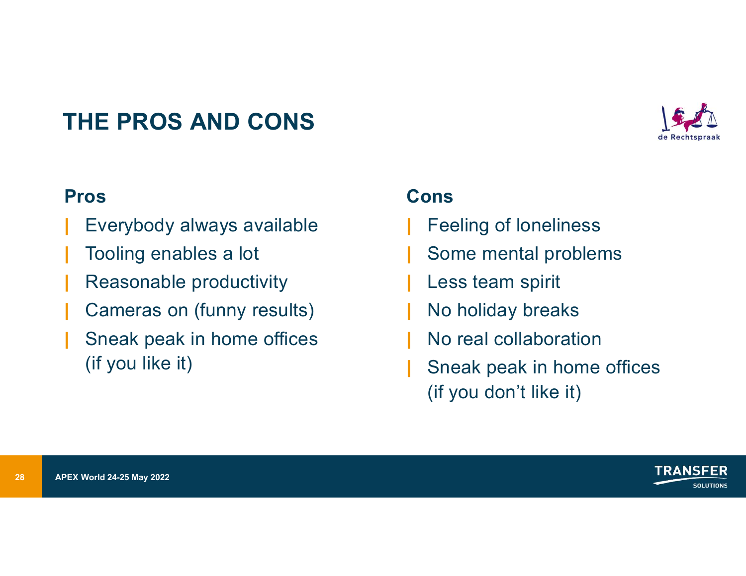# THE PROS AND CONS

## Pros

- Everybody always available
- Tooling enables a lot
- Reasonable productivity
- Cameras on (funny results)
- Sneak peak in home offices (if you like it)

## Cons

- Feeling of loneliness
- Some mental problems
- Less team spirit
- No holiday breaks
- No real collaboration
- Sneak peak in home offices (if you don’t like it)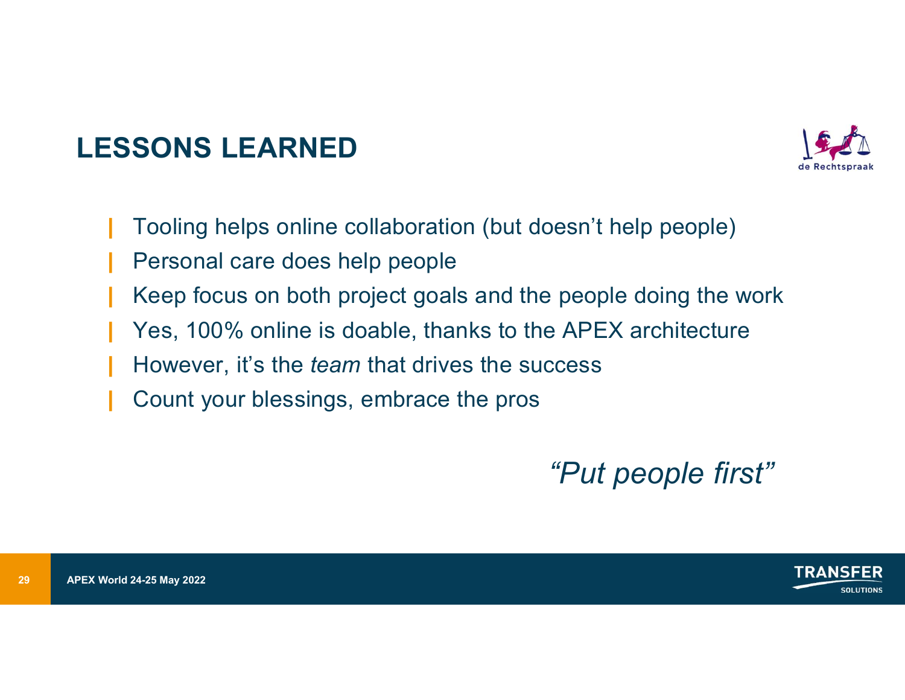# LESSONS LEARNED

- Tooling helps online collaboration (but doesn't help people)
- Personal care does help people
- Keep focus on both project goals and the people doing the work
- Yes, 100% online is doable, thanks to the APEX architecture
- However, it's the *team* that drives the success
- Count your blessings, embrace the pros

*"Put people first"*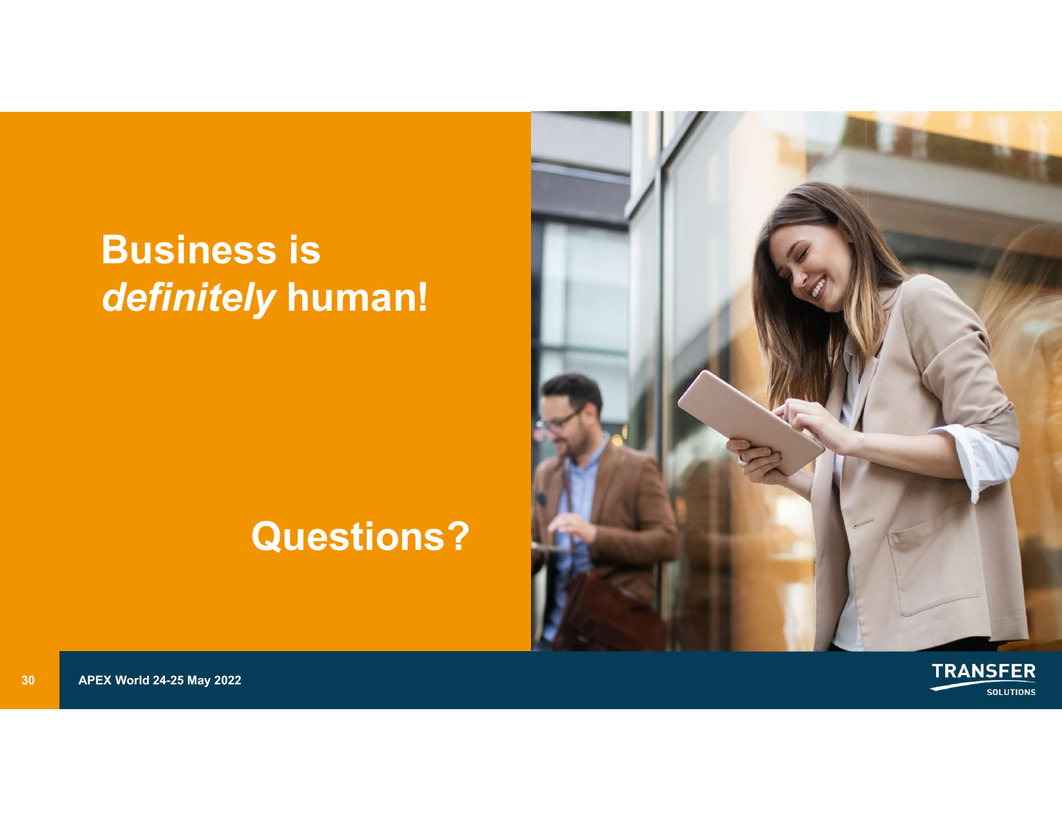# Business is *definitely* human!

## Questions?